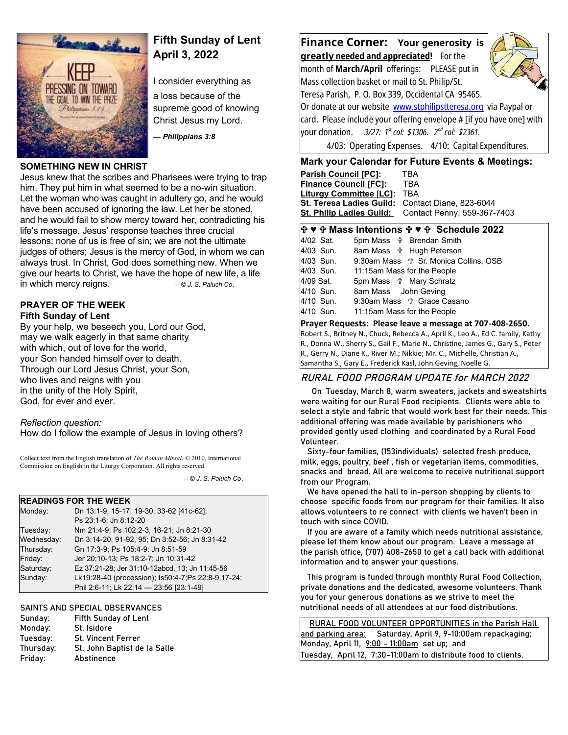# Fifth Sunday of Lent
## April 3, 2022

I consider everything as a loss because of the supreme good of knowing Christ Jesus my Lord.

***— Philippians 3:8***

### SOMETHING NEW IN CHRIST

Jesus knew that the scribes and Pharisees were trying to trap him. They put him in what seemed to be a no-win situation. Let the woman who was caught in adultery go, and he would have been accused of ignoring the law. Let her be stoned, and he would fail to show mercy toward her, contradicting his life's message. Jesus' response teaches three crucial lessons: none of us is free of sin; we are not the ultimate judges of others; Jesus is the mercy of God, in whom we can always trust. In Christ, God does something new. When we give our hearts to Christ, we have the hope of new life, a life in which mercy reigns. *-- © J. S. Paluch Co.*

### PRAYER OF THE WEEK
**Fifth Sunday of Lent**

By your help, we beseech you, Lord our God,
may we walk eagerly in that same charity
with which, out of love for the world,
your Son handed himself over to death.
Through our Lord Jesus Christ, your Son,
who lives and reigns with you
in the unity of the Holy Spirit,
God, for ever and ever.

*Reflection question:*
How do I follow the example of Jesus in loving others?

Collect text from the English translation of *The Roman Missal*, © 2010, International Commission on English in the Liturgy Corporation. All rights reserved.

*-- © J. S. Paluch Co.*

### READINGS FOR THE WEEK

| Day | Readings |
|---|---|
| Monday: | Dn 13:1-9, 15-17, 19-30, 33-62 [41c-62]; Ps 23:1-6; Jn 8:12-20 |
| Tuesday: | Nm 21:4-9; Ps 102:2-3, 16-21; Jn 8:21-30 |
| Wednesday: | Dn 3:14-20, 91-92, 95; Dn 3:52-56; Jn 8:31-42 |
| Thursday: | Gn 17:3-9; Ps 105:4-9: Jn 8:51-59 |
| Friday: | Jer 20:10-13; Ps 18:2-7; Jn 10:31-42 |
| Saturday: | Ez 37:21-28; Jer 31:10-12abcd, 13; Jn 11:45-56 |
| Sunday: | Lk19:28-40 (procession); Is50:4-7;Ps 22:8-9,17-24; Phil 2:6-11; Lk 22:14 — 23:56 [23:1-49] |

### SAINTS AND SPECIAL OBSERVANCES

| Day | Observance |
|---|---|
| Sunday: | Fifth Sunday of Lent |
| Monday: | St. Isidore |
| Tuesday: | St. Vincent Ferrer |
| Thursday: | St. John Baptist de la Salle |
| Friday: | Abstinence |

## Finance Corner: Your generosity is greatly needed and appreciated!

For the month of **March/April** offerings: PLEASE put in Mass collection basket or mail to St. Philip/St. Teresa Parish, P. O. Box 339, Occidental CA 95465. Or donate at our website www.stphilipstteresa.org via Paypal or card. Please include your offering envelope # [if you have one] with your donation. *3/27: 1st col: $1306. 2nd col: $2361.*

4/03: Operating Expenses. 4/10: Capital Expenditures.

## Mark your Calendar for Future Events & Meetings:

**Parish Council [PC]:** TBA
**Finance Council [FC]:** TBA
**Liturgy Committee [LC]:** TBA
**St. Teresa Ladies Guild:** Contact Diane, 823-6044
**St. Philip Ladies Guild:** Contact Penny, 559-367-7403

## ✟ ♥ ✟ Mass Intentions ✟ ♥ ✟ Schedule 2022

| Date | Day | Intention |
|---|---|---|
| 4/02 | Sat. | 5pm Mass ✟ Brendan Smith |
| 4/03 | Sun. | 8am Mass ✟ Hugh Peterson |
| 4/03 | Sun. | 9:30am Mass ✟ Sr. Monica Collins, OSB |
| 4/03 | Sun. | 11:15am Mass for the People |
| 4/09 | Sat. | 5pm Mass ✟ Mary Schratz |
| 4/10 | Sun. | 8am Mass John Geving |
| 4/10 | Sun. | 9:30am Mass ✟ Grace Casano |
| 4/10 | Sun. | 11:15am Mass for the People |

**Prayer Requests: Please leave a message at 707-408-2650.**
Robert S., Britney N., Chuck, Rebecca A., April K., Leo A., Ed C. family, Kathy R., Donna W., Sherry S., Gail F., Marie N., Christine, James G., Gary S., Peter R., Gerry N., Diane K., River M.; Nikkie; Mr. C., Michelle, Christian A., Samantha S., Gary E., Frederick Kasl, John Geving, Noelle G.

## *RURAL FOOD PROGRAM UPDATE for MARCH 2022*

On Tuesday, March 8, warm sweaters, jackets and sweatshirts were waiting for our Rural Food recipients. Clients were able to select a style and fabric that would work best for their needs. This additional offering was made available by parishioners who provided gently used clothing and coordinated by a Rural Food Volunteer.

Sixty-four families, (153individuals) selected fresh produce, milk, eggs, poultry, beef , fish or vegetarian items, commodities, snacks and bread. All are welcome to receive nutritional support from our Program.

We have opened the hall to in-person shopping by clients to choose specific foods from our program for their families. It also allows volunteers to re connect with clients we haven't been in touch with since COVID.

If you are aware of a family which needs nutritional assistance, please let them know about our program. Leave a message at the parish office, (707) 408-2650 to get a call back with additional information and to answer your questions.

This program is funded through monthly Rural Food Collection, private donations and the dedicated, awesome volunteers. Thank you for your generous donations as we strive to meet the nutritional needs of all attendees at our food distributions.

RURAL FOOD VOLUNTEER OPPORTUNITIES in the Parish Hall and parking area: Saturday, April 9, 9-10:00am repackaging; Monday, April 11, 9:00 – 11:00am set up; and Tuesday, April 12, 7:30-11:00am to distribute food to clients.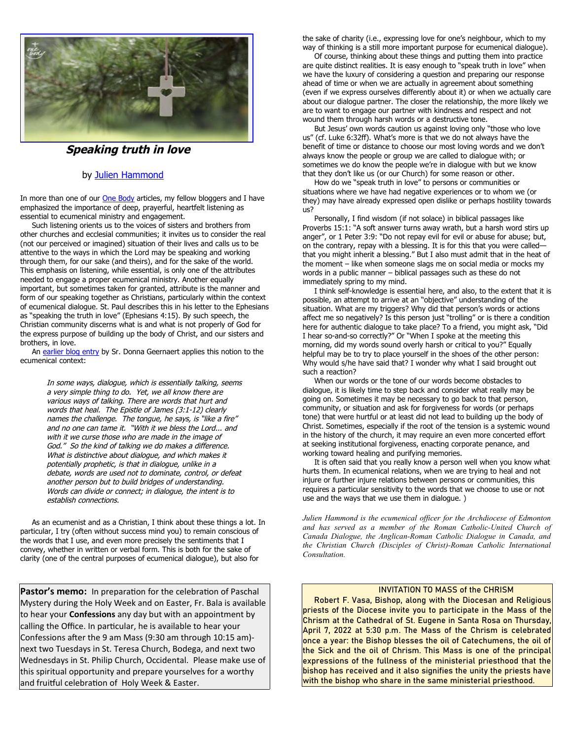## *Speaking truth in love*

by Julien Hammond

In more than one of our One Body articles, my fellow bloggers and I have emphasized the importance of deep, prayerful, heartfelt listening as essential to ecumenical ministry and engagement.

Such listening orients us to the voices of sisters and brothers from other churches and ecclesial communities; it invites us to consider the real (not our perceived or imagined) situation of their lives and calls us to be attentive to the ways in which the Lord may be speaking and working through them, for our sake (and theirs), and for the sake of the world. This emphasis on listening, while essential, is only one of the attributes needed to engage a proper ecumenical ministry. Another equally important, but sometimes taken for granted, attribute is the manner and form of our speaking together as Christians, particularly within the context of ecumenical dialogue. St. Paul describes this in his letter to the Ephesians as "speaking the truth in love" (Ephesians 4:15). By such speech, the Christian community discerns what is and what is not properly of God for the express purpose of building up the body of Christ, and our sisters and brothers, in love.

An earlier blog entry by Sr. Donna Geernaert applies this notion to the ecumenical context:

> *In some ways, dialogue, which is essentially talking, seems a very simple thing to do. Yet, we all know there are various ways of talking. There are words that hurt and words that heal. The Epistle of James (3:1-12) clearly names the challenge. The tongue, he says, is "like a fire" and no one can tame it. "With it we bless the Lord... and with it we curse those who are made in the image of God." So the kind of talking we do makes a difference. What is distinctive about dialogue, and which makes it potentially prophetic, is that in dialogue, unlike in a debate, words are used not to dominate, control, or defeat another person but to build bridges of understanding. Words can divide or connect; in dialogue, the intent is to establish connections.*

As an ecumenist and as a Christian, I think about these things a lot. In particular, I try (often without success mind you) to remain conscious of the words that I use, and even more precisely the sentiments that I convey, whether in written or verbal form. This is both for the sake of clarity (one of the central purposes of ecumenical dialogue), but also for the sake of charity (i.e., expressing love for one's neighbour, which to my way of thinking is a still more important purpose for ecumenical dialogue).

Of course, thinking about these things and putting them into practice are quite distinct realities. It is easy enough to "speak truth in love" when we have the luxury of considering a question and preparing our response ahead of time or when we are actually in agreement about something (even if we express ourselves differently about it) or when we actually care about our dialogue partner. The closer the relationship, the more likely we are to want to engage our partner with kindness and respect and not wound them through harsh words or a destructive tone.

But Jesus' own words caution us against loving only "those who love us" (cf. Luke 6:32ff). What's more is that we do not always have the benefit of time or distance to choose our most loving words and we don't always know the people or group we are called to dialogue with; or sometimes we do know the people we're in dialogue with but we know that they don't like us (or our Church) for some reason or other.

How do we "speak truth in love" to persons or communities or situations where we have had negative experiences or to whom we (or they) may have already expressed open dislike or perhaps hostility towards us?

Personally, I find wisdom (if not solace) in biblical passages like Proverbs 15:1: "A soft answer turns away wrath, but a harsh word stirs up anger", or 1 Peter 3:9: "Do not repay evil for evil or abuse for abuse; but, on the contrary, repay with a blessing. It is for this that you were called—that you might inherit a blessing." But I also must admit that in the heat of the moment – like when someone slags me on social media or mocks my words in a public manner – biblical passages such as these do not immediately spring to my mind.

I think self-knowledge is essential here, and also, to the extent that it is possible, an attempt to arrive at an "objective" understanding of the situation. What are my triggers? Why did that person's words or actions affect me so negatively? Is this person just "trolling" or is there a condition here for authentic dialogue to take place? To a friend, you might ask, "Did I hear so-and-so correctly?" Or "When I spoke at the meeting this morning, did my words sound overly harsh or critical to you?" Equally helpful may be to try to place yourself in the shoes of the other person: Why would s/he have said that? I wonder why what I said brought out such a reaction?

When our words or the tone of our words become obstacles to dialogue, it is likely time to step back and consider what really may be going on. Sometimes it may be necessary to go back to that person, community, or situation and ask for forgiveness for words (or perhaps tone) that were hurtful or at least did not lead to building up the body of Christ. Sometimes, especially if the root of the tension is a systemic wound in the history of the church, it may require an even more concerted effort at seeking institutional forgiveness, enacting corporate penance, and working toward healing and purifying memories.

It is often said that you really know a person well when you know what hurts them. In ecumenical relations, when we are trying to heal and not injure or further injure relations between persons or communities, this requires a particular sensitivity to the words that we choose to use or not use and the ways that we use them in dialogue. )

*Julien Hammond is the ecumenical officer for the Archdiocese of Edmonton and has served as a member of the Roman Catholic-United Church of Canada Dialogue, the Anglican-Roman Catholic Dialogue in Canada, and the Christian Church (Disciples of Christ)-Roman Catholic International Consultation.*

**Pastor's memo:** In preparation for the celebration of Paschal Mystery during the Holy Week and on Easter, Fr. Bala is available to hear your **Confessions** any day but with an appointment by calling the Office. In particular, he is available to hear your Confessions after the 9 am Mass (9:30 am through 10:15 am)-next two Tuesdays in St. Teresa Church, Bodega, and next two Wednesdays in St. Philip Church, Occidental. Please make use of this spiritual opportunity and prepare yourselves for a worthy and fruitful celebration of Holy Week & Easter.

INVITATION TO MASS of the CHRISM

Robert F. Vasa, Bishop, along with the Diocesan and Religious priests of the Diocese invite you to participate in the Mass of the Chrism at the Cathedral of St. Eugene in Santa Rosa on Thursday, April 7, 2022 at 5:30 p.m. The Mass of the Chrism is celebrated once a year: the Bishop blesses the oil of Catechumens, the oil of the Sick and the oil of Chrism. This Mass is one of the principal expressions of the fullness of the ministerial priesthood that the bishop has received and it also signifies the unity the priests have with the bishop who share in the same ministerial priesthood.